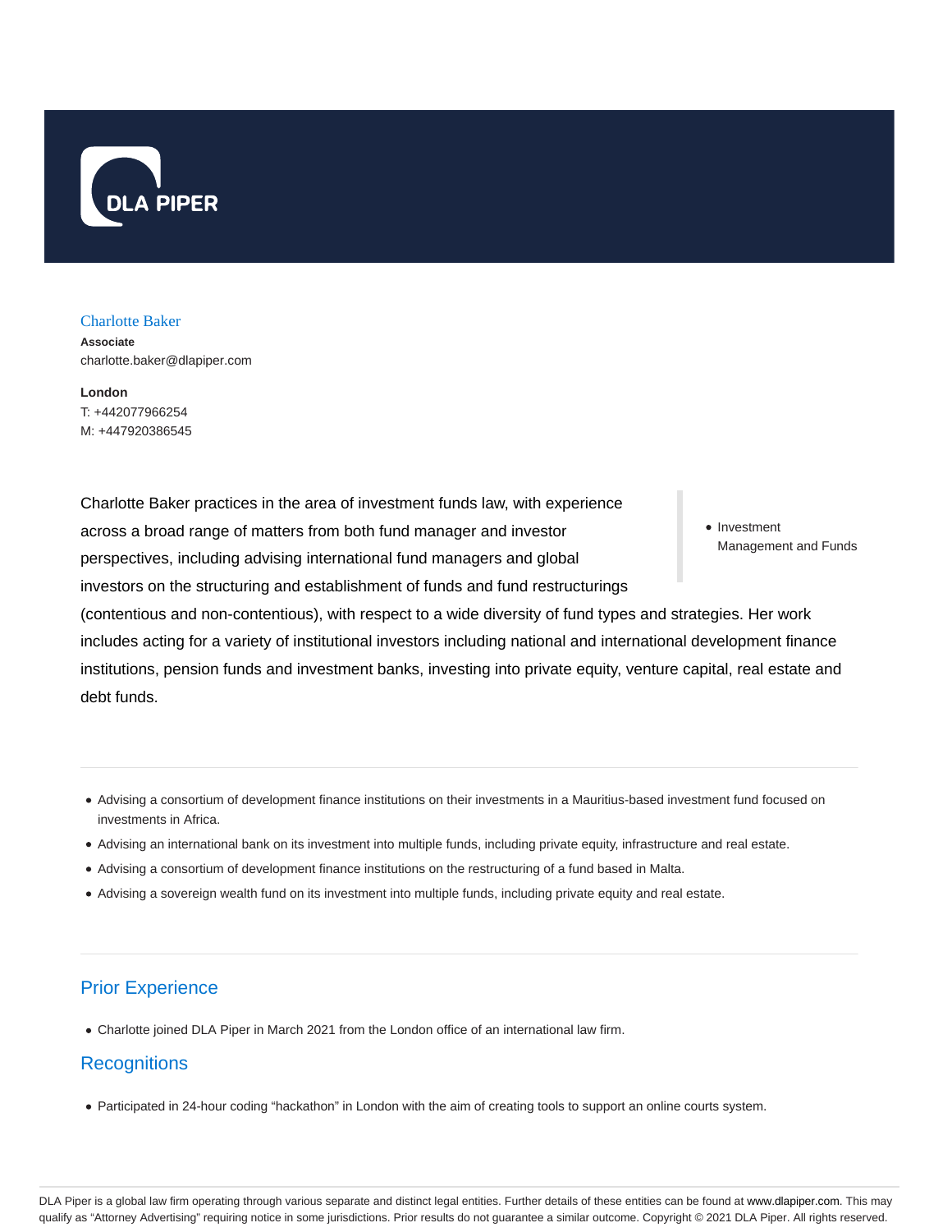DLA PIPER

## Charlotte Baker

**Associate**
charlotte.baker@dlapiper.com

**London**
T: +442077966254
M: +447920386545

- Investment Management and Funds

Charlotte Baker practices in the area of investment funds law, with experience across a broad range of matters from both fund manager and investor perspectives, including advising international fund managers and global investors on the structuring and establishment of funds and fund restructurings (contentious and non-contentious), with respect to a wide diversity of fund types and strategies. Her work includes acting for a variety of institutional investors including national and international development finance institutions, pension funds and investment banks, investing into private equity, venture capital, real estate and debt funds.

- Advising a consortium of development finance institutions on their investments in a Mauritius-based investment fund focused on investments in Africa.
- Advising an international bank on its investment into multiple funds, including private equity, infrastructure and real estate.
- Advising a consortium of development finance institutions on the restructuring of a fund based in Malta.
- Advising a sovereign wealth fund on its investment into multiple funds, including private equity and real estate.

## Prior Experience

- Charlotte joined DLA Piper in March 2021 from the London office of an international law firm.

## Recognitions

- Participated in 24-hour coding "hackathon" in London with the aim of creating tools to support an online courts system.

DLA Piper is a global law firm operating through various separate and distinct legal entities. Further details of these entities can be found at www.dlapiper.com. This may qualify as "Attorney Advertising" requiring notice in some jurisdictions. Prior results do not guarantee a similar outcome. Copyright © 2021 DLA Piper. All rights reserved.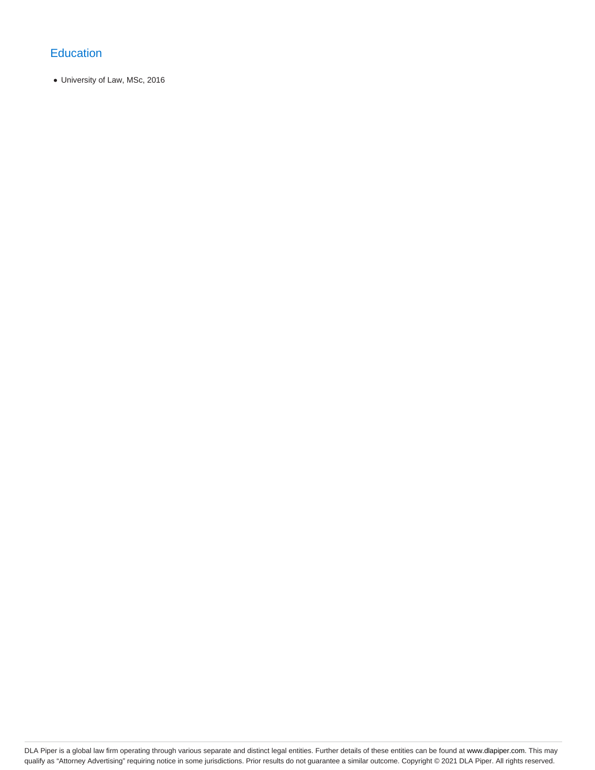## Education

- University of Law, MSc, 2016

DLA Piper is a global law firm operating through various separate and distinct legal entities. Further details of these entities can be found at www.dlapiper.com. This may qualify as "Attorney Advertising" requiring notice in some jurisdictions. Prior results do not guarantee a similar outcome. Copyright © 2021 DLA Piper. All rights reserved.